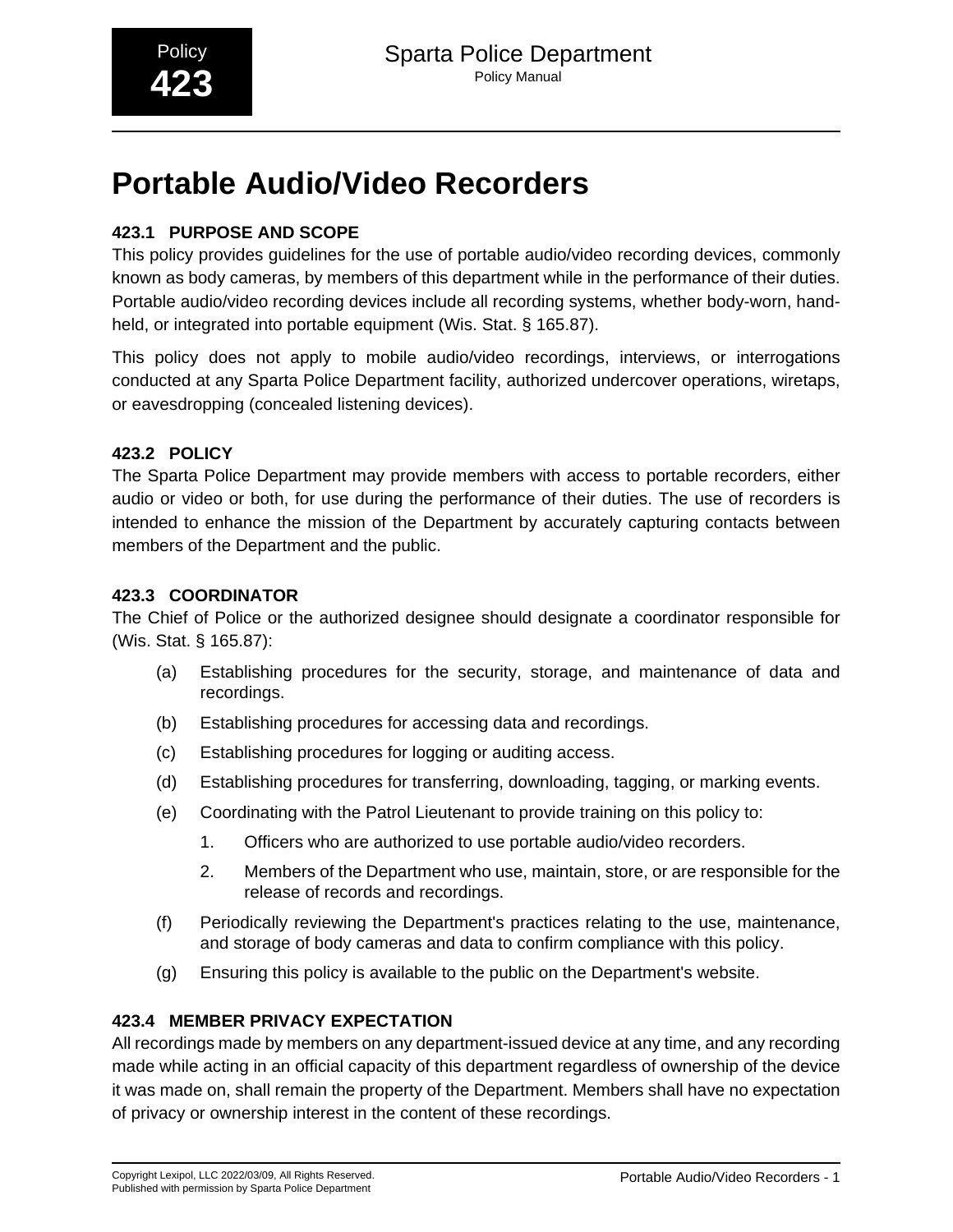# Portable Audio/Video Recorders

### 423.1 PURPOSE AND SCOPE

This policy provides guidelines for the use of portable audio/video recording devices, commonly known as body cameras, by members of this department while in the performance of their duties. Portable audio/video recording devices include all recording systems, whether body-worn, hand-held, or integrated into portable equipment (Wis. Stat. § 165.87).

This policy does not apply to mobile audio/video recordings, interviews, or interrogations conducted at any Sparta Police Department facility, authorized undercover operations, wiretaps, or eavesdropping (concealed listening devices).

### 423.2 POLICY

The Sparta Police Department may provide members with access to portable recorders, either audio or video or both, for use during the performance of their duties. The use of recorders is intended to enhance the mission of the Department by accurately capturing contacts between members of the Department and the public.

### 423.3 COORDINATOR

The Chief of Police or the authorized designee should designate a coordinator responsible for (Wis. Stat. § 165.87):

(a) Establishing procedures for the security, storage, and maintenance of data and recordings.

(b) Establishing procedures for accessing data and recordings.

(c) Establishing procedures for logging or auditing access.

(d) Establishing procedures for transferring, downloading, tagging, or marking events.

(e) Coordinating with the Patrol Lieutenant to provide training on this policy to:

  1. Officers who are authorized to use portable audio/video recorders.

  2. Members of the Department who use, maintain, store, or are responsible for the release of records and recordings.

(f) Periodically reviewing the Department's practices relating to the use, maintenance, and storage of body cameras and data to confirm compliance with this policy.

(g) Ensuring this policy is available to the public on the Department's website.

### 423.4 MEMBER PRIVACY EXPECTATION

All recordings made by members on any department-issued device at any time, and any recording made while acting in an official capacity of this department regardless of ownership of the device it was made on, shall remain the property of the Department. Members shall have no expectation of privacy or ownership interest in the content of these recordings.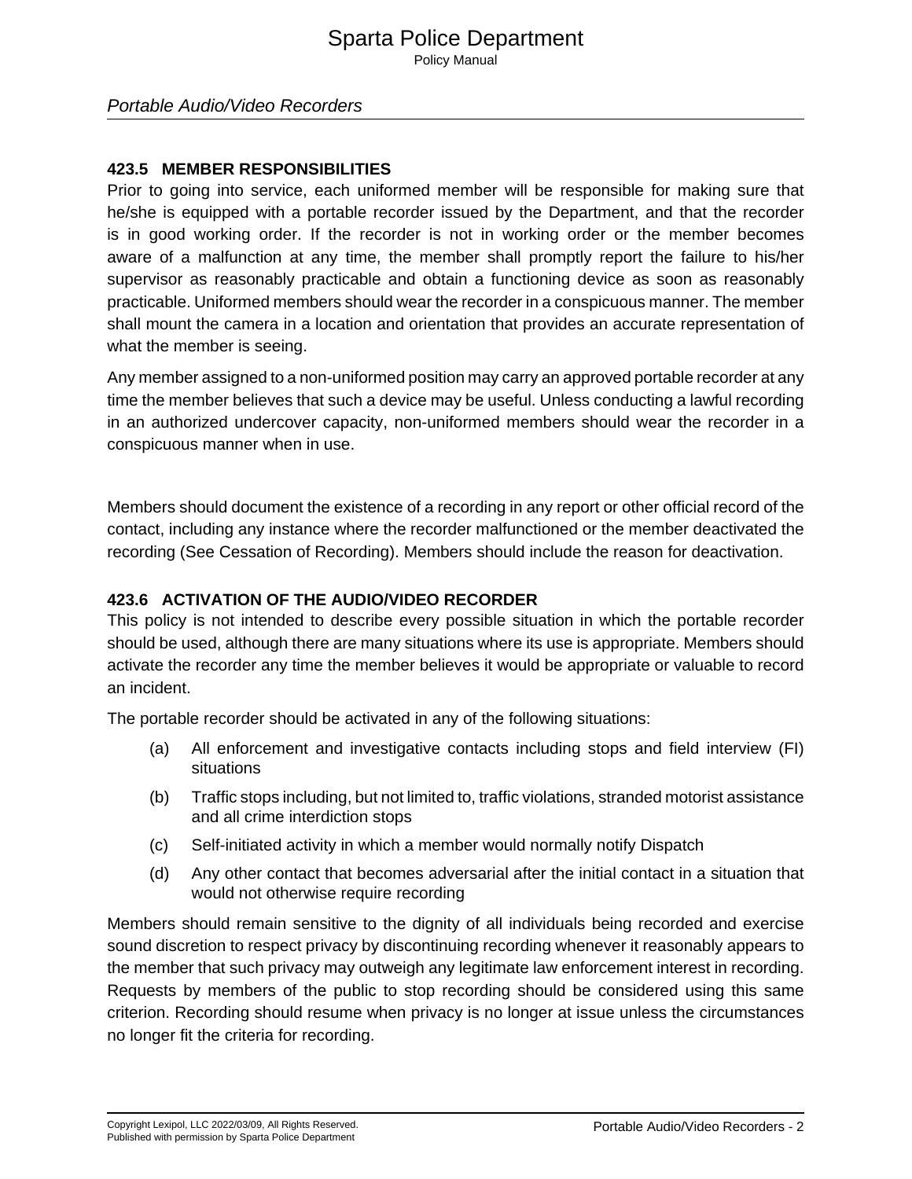### 423.5 MEMBER RESPONSIBILITIES

Prior to going into service, each uniformed member will be responsible for making sure that he/she is equipped with a portable recorder issued by the Department, and that the recorder is in good working order. If the recorder is not in working order or the member becomes aware of a malfunction at any time, the member shall promptly report the failure to his/her supervisor as reasonably practicable and obtain a functioning device as soon as reasonably practicable. Uniformed members should wear the recorder in a conspicuous manner. The member shall mount the camera in a location and orientation that provides an accurate representation of what the member is seeing.

Any member assigned to a non-uniformed position may carry an approved portable recorder at any time the member believes that such a device may be useful. Unless conducting a lawful recording in an authorized undercover capacity, non-uniformed members should wear the recorder in a conspicuous manner when in use.

Members should document the existence of a recording in any report or other official record of the contact, including any instance where the recorder malfunctioned or the member deactivated the recording (See Cessation of Recording). Members should include the reason for deactivation.

### 423.6 ACTIVATION OF THE AUDIO/VIDEO RECORDER

This policy is not intended to describe every possible situation in which the portable recorder should be used, although there are many situations where its use is appropriate. Members should activate the recorder any time the member believes it would be appropriate or valuable to record an incident.

The portable recorder should be activated in any of the following situations:

(a) All enforcement and investigative contacts including stops and field interview (FI) situations

(b) Traffic stops including, but not limited to, traffic violations, stranded motorist assistance and all crime interdiction stops

(c) Self-initiated activity in which a member would normally notify Dispatch

(d) Any other contact that becomes adversarial after the initial contact in a situation that would not otherwise require recording

Members should remain sensitive to the dignity of all individuals being recorded and exercise sound discretion to respect privacy by discontinuing recording whenever it reasonably appears to the member that such privacy may outweigh any legitimate law enforcement interest in recording. Requests by members of the public to stop recording should be considered using this same criterion. Recording should resume when privacy is no longer at issue unless the circumstances no longer fit the criteria for recording.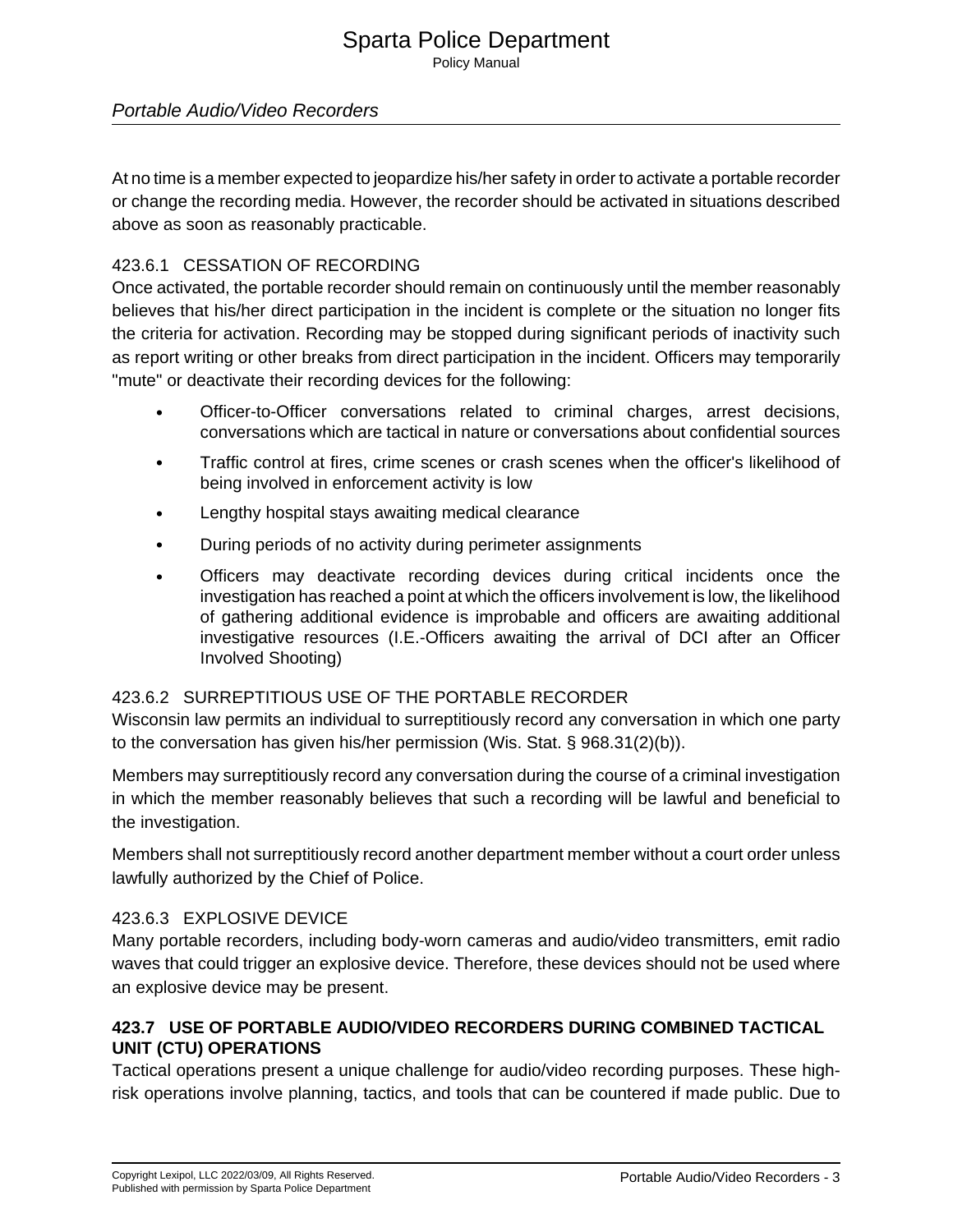At no time is a member expected to jeopardize his/her safety in order to activate a portable recorder or change the recording media. However, the recorder should be activated in situations described above as soon as reasonably practicable.

### 423.6.1 CESSATION OF RECORDING

Once activated, the portable recorder should remain on continuously until the member reasonably believes that his/her direct participation in the incident is complete or the situation no longer fits the criteria for activation. Recording may be stopped during significant periods of inactivity such as report writing or other breaks from direct participation in the incident. Officers may temporarily "mute" or deactivate their recording devices for the following:

- Officer-to-Officer conversations related to criminal charges, arrest decisions, conversations which are tactical in nature or conversations about confidential sources
- Traffic control at fires, crime scenes or crash scenes when the officer's likelihood of being involved in enforcement activity is low
- Lengthy hospital stays awaiting medical clearance
- During periods of no activity during perimeter assignments
- Officers may deactivate recording devices during critical incidents once the investigation has reached a point at which the officers involvement is low, the likelihood of gathering additional evidence is improbable and officers are awaiting additional investigative resources (I.E.-Officers awaiting the arrival of DCI after an Officer Involved Shooting)

### 423.6.2 SURREPTITIOUS USE OF THE PORTABLE RECORDER

Wisconsin law permits an individual to surreptitiously record any conversation in which one party to the conversation has given his/her permission (Wis. Stat. § 968.31(2)(b)).

Members may surreptitiously record any conversation during the course of a criminal investigation in which the member reasonably believes that such a recording will be lawful and beneficial to the investigation.

Members shall not surreptitiously record another department member without a court order unless lawfully authorized by the Chief of Police.

### 423.6.3 EXPLOSIVE DEVICE

Many portable recorders, including body-worn cameras and audio/video transmitters, emit radio waves that could trigger an explosive device. Therefore, these devices should not be used where an explosive device may be present.

## 423.7 USE OF PORTABLE AUDIO/VIDEO RECORDERS DURING COMBINED TACTICAL UNIT (CTU) OPERATIONS

Tactical operations present a unique challenge for audio/video recording purposes. These high-risk operations involve planning, tactics, and tools that can be countered if made public. Due to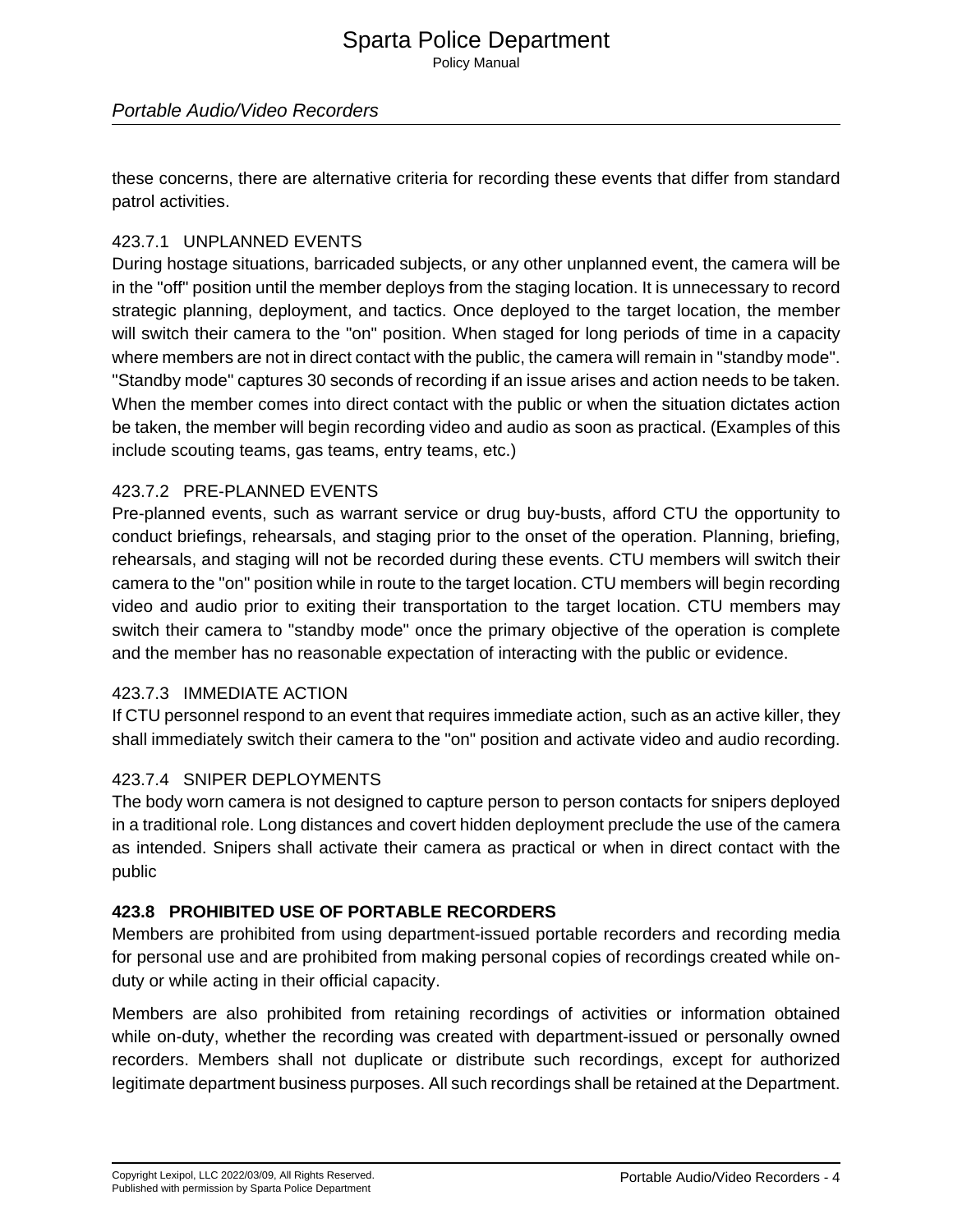these concerns, there are alternative criteria for recording these events that differ from standard patrol activities.

### 423.7.1 UNPLANNED EVENTS

During hostage situations, barricaded subjects, or any other unplanned event, the camera will be in the "off" position until the member deploys from the staging location. It is unnecessary to record strategic planning, deployment, and tactics. Once deployed to the target location, the member will switch their camera to the "on" position. When staged for long periods of time in a capacity where members are not in direct contact with the public, the camera will remain in "standby mode". "Standby mode" captures 30 seconds of recording if an issue arises and action needs to be taken. When the member comes into direct contact with the public or when the situation dictates action be taken, the member will begin recording video and audio as soon as practical. (Examples of this include scouting teams, gas teams, entry teams, etc.)

### 423.7.2 PRE-PLANNED EVENTS

Pre-planned events, such as warrant service or drug buy-busts, afford CTU the opportunity to conduct briefings, rehearsals, and staging prior to the onset of the operation. Planning, briefing, rehearsals, and staging will not be recorded during these events. CTU members will switch their camera to the "on" position while in route to the target location. CTU members will begin recording video and audio prior to exiting their transportation to the target location. CTU members may switch their camera to "standby mode" once the primary objective of the operation is complete and the member has no reasonable expectation of interacting with the public or evidence.

### 423.7.3 IMMEDIATE ACTION

If CTU personnel respond to an event that requires immediate action, such as an active killer, they shall immediately switch their camera to the "on" position and activate video and audio recording.

### 423.7.4 SNIPER DEPLOYMENTS

The body worn camera is not designed to capture person to person contacts for snipers deployed in a traditional role. Long distances and covert hidden deployment preclude the use of the camera as intended. Snipers shall activate their camera as practical or when in direct contact with the public

## 423.8 PROHIBITED USE OF PORTABLE RECORDERS

Members are prohibited from using department-issued portable recorders and recording media for personal use and are prohibited from making personal copies of recordings created while on-duty or while acting in their official capacity.

Members are also prohibited from retaining recordings of activities or information obtained while on-duty, whether the recording was created with department-issued or personally owned recorders. Members shall not duplicate or distribute such recordings, except for authorized legitimate department business purposes. All such recordings shall be retained at the Department.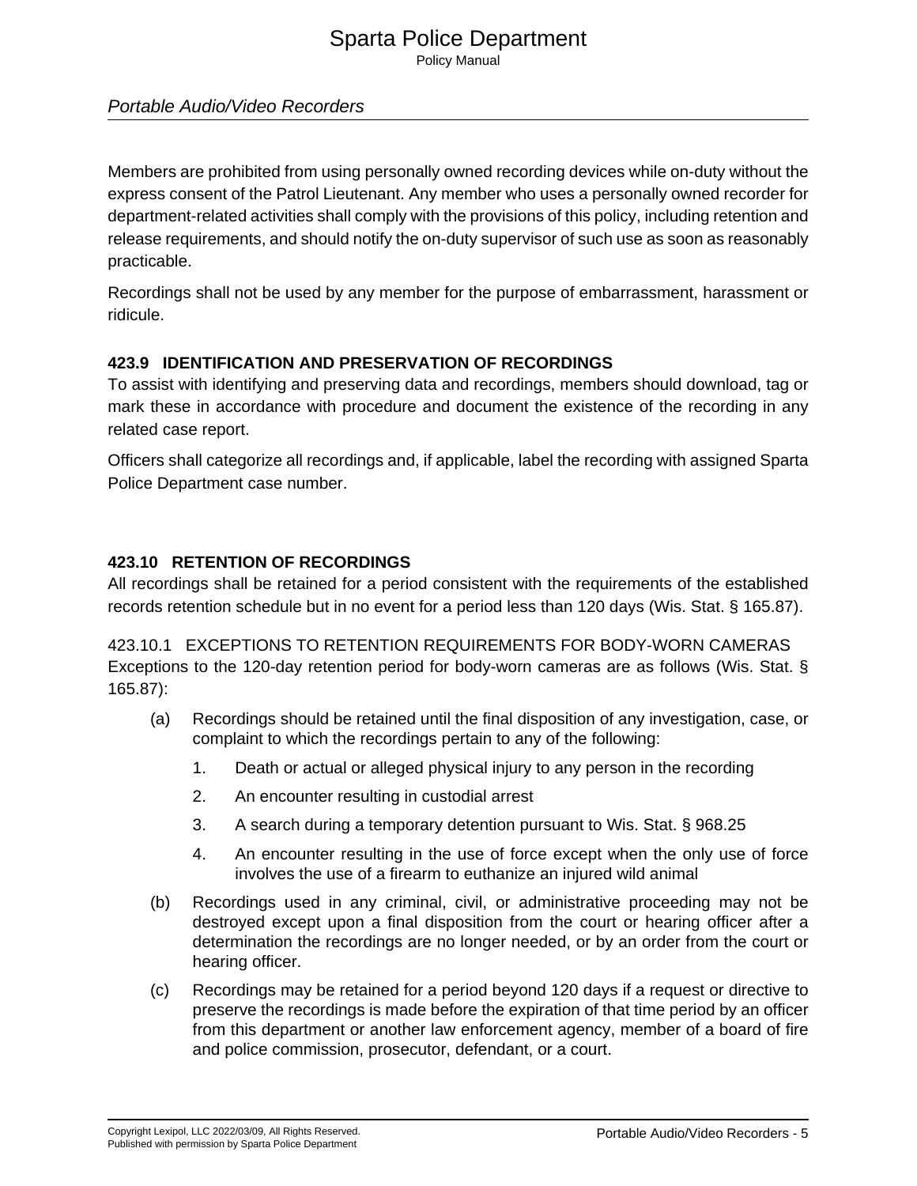Members are prohibited from using personally owned recording devices while on-duty without the express consent of the Patrol Lieutenant. Any member who uses a personally owned recorder for department-related activities shall comply with the provisions of this policy, including retention and release requirements, and should notify the on-duty supervisor of such use as soon as reasonably practicable.

Recordings shall not be used by any member for the purpose of embarrassment, harassment or ridicule.

### 423.9 IDENTIFICATION AND PRESERVATION OF RECORDINGS

To assist with identifying and preserving data and recordings, members should download, tag or mark these in accordance with procedure and document the existence of the recording in any related case report.

Officers shall categorize all recordings and, if applicable, label the recording with assigned Sparta Police Department case number.

### 423.10 RETENTION OF RECORDINGS

All recordings shall be retained for a period consistent with the requirements of the established records retention schedule but in no event for a period less than 120 days (Wis. Stat. § 165.87).

#### 423.10.1 EXCEPTIONS TO RETENTION REQUIREMENTS FOR BODY-WORN CAMERAS

Exceptions to the 120-day retention period for body-worn cameras are as follows (Wis. Stat. § 165.87):

(a) Recordings should be retained until the final disposition of any investigation, case, or complaint to which the recordings pertain to any of the following:

1. Death or actual or alleged physical injury to any person in the recording
2. An encounter resulting in custodial arrest
3. A search during a temporary detention pursuant to Wis. Stat. § 968.25
4. An encounter resulting in the use of force except when the only use of force involves the use of a firearm to euthanize an injured wild animal

(b) Recordings used in any criminal, civil, or administrative proceeding may not be destroyed except upon a final disposition from the court or hearing officer after a determination the recordings are no longer needed, or by an order from the court or hearing officer.

(c) Recordings may be retained for a period beyond 120 days if a request or directive to preserve the recordings is made before the expiration of that time period by an officer from this department or another law enforcement agency, member of a board of fire and police commission, prosecutor, defendant, or a court.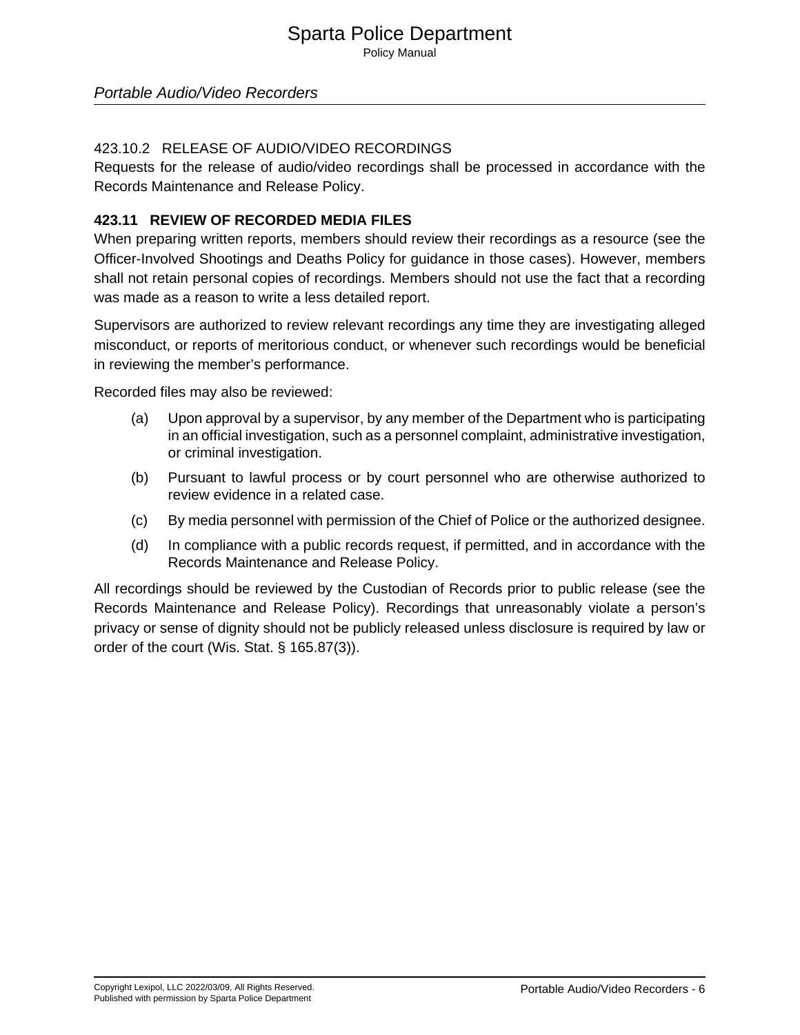#### 423.10.2 RELEASE OF AUDIO/VIDEO RECORDINGS

Requests for the release of audio/video recordings shall be processed in accordance with the Records Maintenance and Release Policy.

### 423.11 REVIEW OF RECORDED MEDIA FILES

When preparing written reports, members should review their recordings as a resource (see the Officer-Involved Shootings and Deaths Policy for guidance in those cases). However, members shall not retain personal copies of recordings. Members should not use the fact that a recording was made as a reason to write a less detailed report.

Supervisors are authorized to review relevant recordings any time they are investigating alleged misconduct, or reports of meritorious conduct, or whenever such recordings would be beneficial in reviewing the member's performance.

Recorded files may also be reviewed:

(a) Upon approval by a supervisor, by any member of the Department who is participating in an official investigation, such as a personnel complaint, administrative investigation, or criminal investigation.

(b) Pursuant to lawful process or by court personnel who are otherwise authorized to review evidence in a related case.

(c) By media personnel with permission of the Chief of Police or the authorized designee.

(d) In compliance with a public records request, if permitted, and in accordance with the Records Maintenance and Release Policy.

All recordings should be reviewed by the Custodian of Records prior to public release (see the Records Maintenance and Release Policy). Recordings that unreasonably violate a person's privacy or sense of dignity should not be publicly released unless disclosure is required by law or order of the court (Wis. Stat. § 165.87(3)).